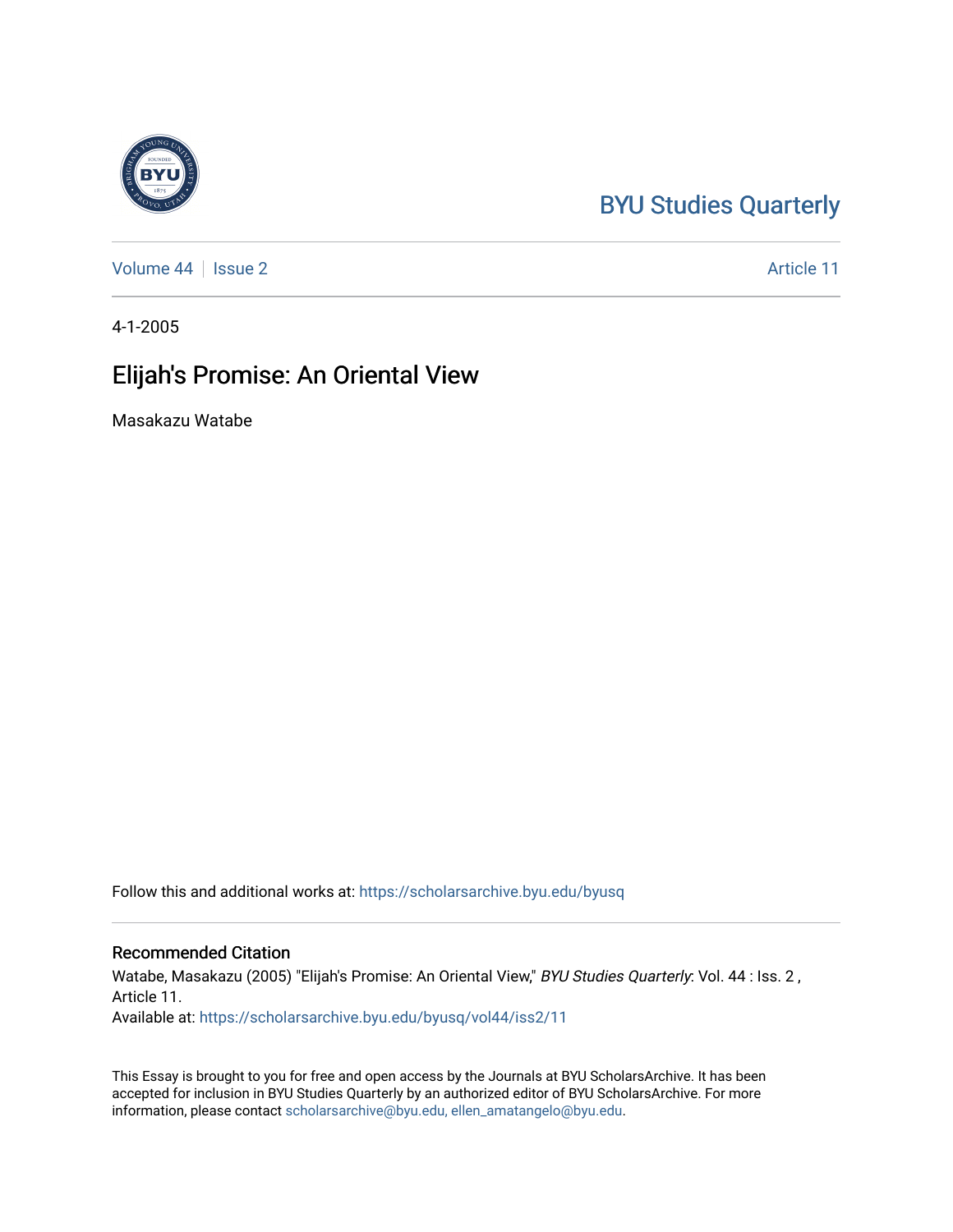BYU Studies Quarterly

Volume 44 | Issue 2 | Article 11

4-1-2005

# Elijah's Promise: An Oriental View

Masakazu Watabe

Follow this and additional works at: https://scholarsarchive.byu.edu/byusq

## Recommended Citation

Watabe, Masakazu (2005) "Elijah's Promise: An Oriental View," *BYU Studies Quarterly*: Vol. 44 : Iss. 2 , Article 11.
Available at: https://scholarsarchive.byu.edu/byusq/vol44/iss2/11

This Essay is brought to you for free and open access by the Journals at BYU ScholarsArchive. It has been accepted for inclusion in BYU Studies Quarterly by an authorized editor of BYU ScholarsArchive. For more information, please contact scholarsarchive@byu.edu, ellen_amatangelo@byu.edu.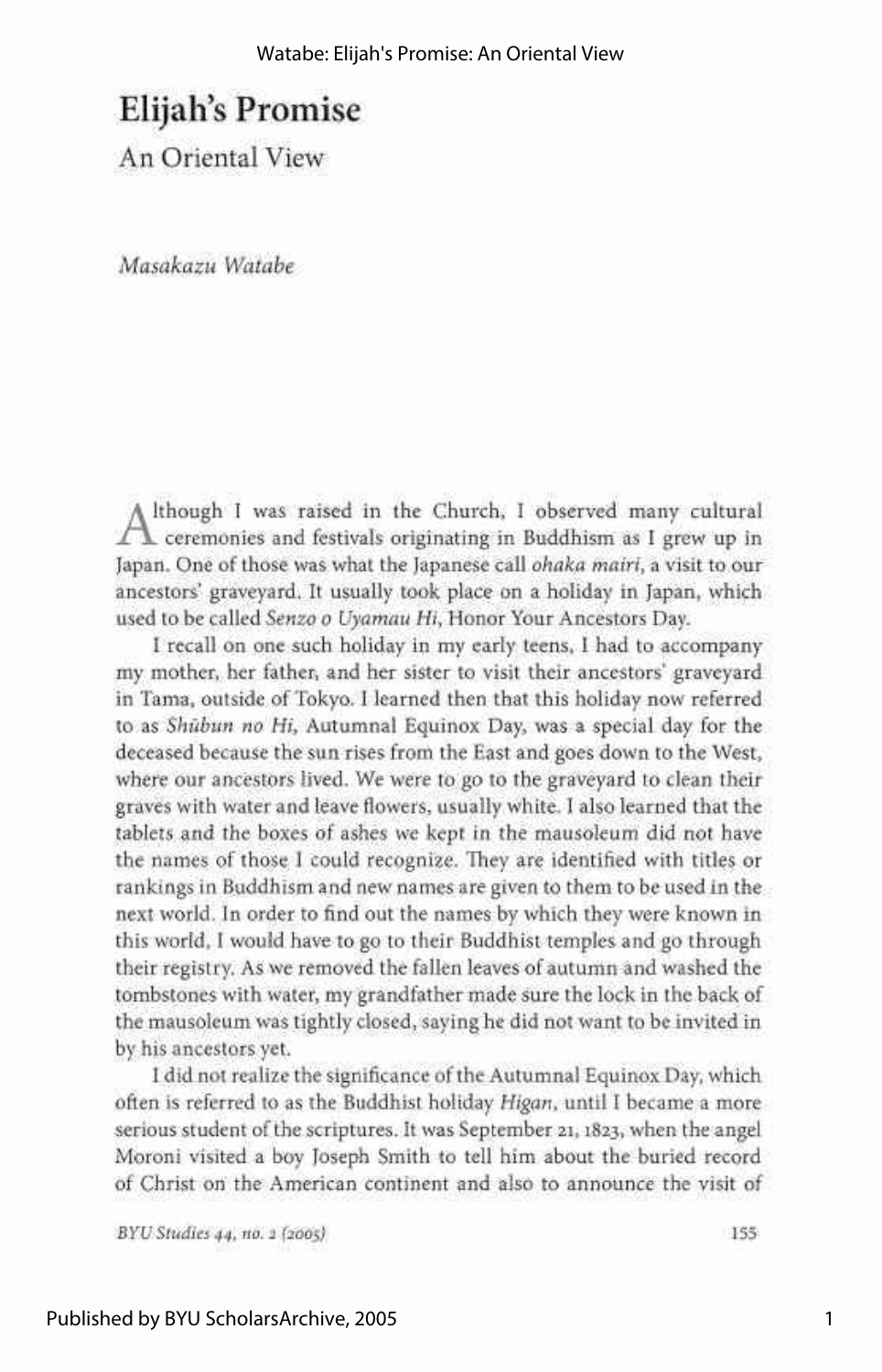# Elijah's Promise

## An Oriental View

*Masakazu Watabe*

Although I was raised in the Church, I observed many cultural ceremonies and festivals originating in Buddhism as I grew up in Japan. One of those was what the Japanese call *ohaka mairi*, a visit to our ancestors' graveyard. It usually took place on a holiday in Japan, which used to be called *Senzo o Uyamau Hi*, Honor Your Ancestors Day.

I recall on one such holiday in my early teens, I had to accompany my mother, her father, and her sister to visit their ancestors' graveyard in Tama, outside of Tokyo. I learned then that this holiday now referred to as *Shūbun no Hi*, Autumnal Equinox Day, was a special day for the deceased because the sun rises from the East and goes down to the West, where our ancestors lived. We were to go to the graveyard to clean their graves with water and leave flowers, usually white. I also learned that the tablets and the boxes of ashes we kept in the mausoleum did not have the names of those I could recognize. They are identified with titles or rankings in Buddhism and new names are given to them to be used in the next world. In order to find out the names by which they were known in this world, I would have to go to their Buddhist temples and go through their registry. As we removed the fallen leaves of autumn and washed the tombstones with water, my grandfather made sure the lock in the back of the mausoleum was tightly closed, saying he did not want to be invited in by his ancestors yet.

I did not realize the significance of the Autumnal Equinox Day, which often is referred to as the Buddhist holiday *Higan*, until I became a more serious student of the scriptures. It was September 21, 1823, when the angel Moroni visited a boy Joseph Smith to tell him about the buried record of Christ on the American continent and also to announce the visit of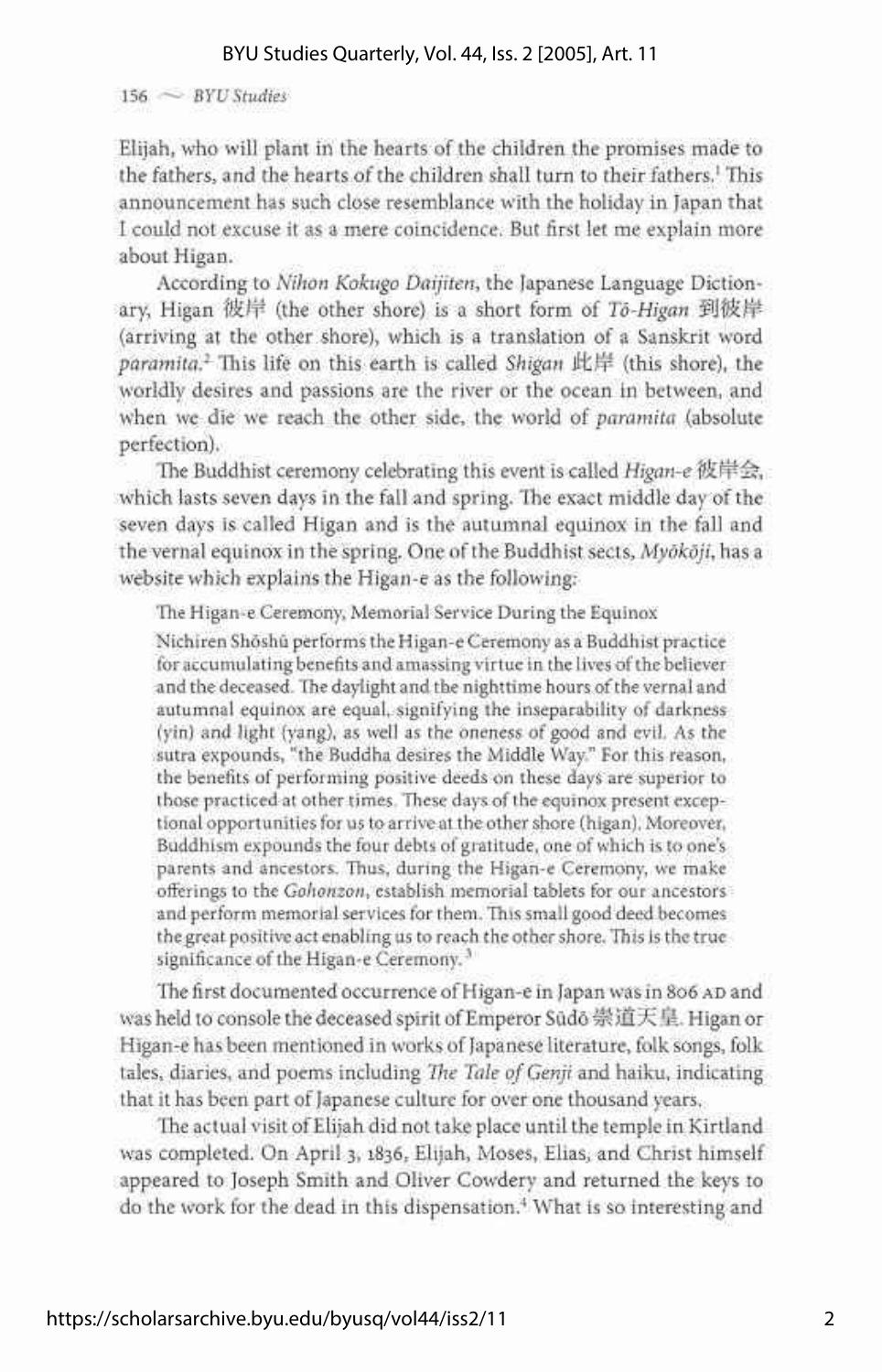Elijah, who will plant in the hearts of the children the promises made to the fathers, and the hearts of the children shall turn to their fathers.[1] This announcement has such close resemblance with the holiday in Japan that I could not excuse it as a mere coincidence. But first let me explain more about Higan.

According to *Nihon Kokugo Daijiten*, the Japanese Language Dictionary, Higan 彼岸 (the other shore) is a short form of *Tō-Higan* 到彼岸 (arriving at the other shore), which is a translation of a Sanskrit word *paramita*.[2] This life on this earth is called *Shigan* 此岸 (this shore), the worldly desires and passions are the river or the ocean in between, and when we die we reach the other side, the world of *paramita* (absolute perfection).

The Buddhist ceremony celebrating this event is called *Higan-e* 彼岸会, which lasts seven days in the fall and spring. The exact middle day of the seven days is called Higan and is the autumnal equinox in the fall and the vernal equinox in the spring. One of the Buddhist sects, *Myōkōji*, has a website which explains the Higan-e as the following:

> The Higan-e Ceremony, Memorial Service During the Equinox
>
> Nichiren Shōshū performs the Higan-e Ceremony as a Buddhist practice for accumulating benefits and amassing virtue in the lives of the believer and the deceased. The daylight and the nighttime hours of the vernal and autumnal equinox are equal, signifying the inseparability of darkness (yin) and light (yang), as well as the oneness of good and evil. As the sutra expounds, "the Buddha desires the Middle Way." For this reason, the benefits of performing positive deeds on these days are superior to those practiced at other times. These days of the equinox present exceptional opportunities for us to arrive at the other shore (higan). Moreover, Buddhism expounds the four debts of gratitude, one of which is to one's parents and ancestors. Thus, during the Higan-e Ceremony, we make offerings to the *Gohonzon*, establish memorial tablets for our ancestors and perform memorial services for them. This small good deed becomes the great positive act enabling us to reach the other shore. This is the true significance of the Higan-e Ceremony.[3]

The first documented occurrence of Higan-e in Japan was in 806 AD and was held to console the deceased spirit of Emperor Sūdō 崇道天皇. Higan or Higan-e has been mentioned in works of Japanese literature, folk songs, folk tales, diaries, and poems including *The Tale of Genji* and haiku, indicating that it has been part of Japanese culture for over one thousand years.

The actual visit of Elijah did not take place until the temple in Kirtland was completed. On April 3, 1836, Elijah, Moses, Elias, and Christ himself appeared to Joseph Smith and Oliver Cowdery and returned the keys to do the work for the dead in this dispensation.[4] What is so interesting and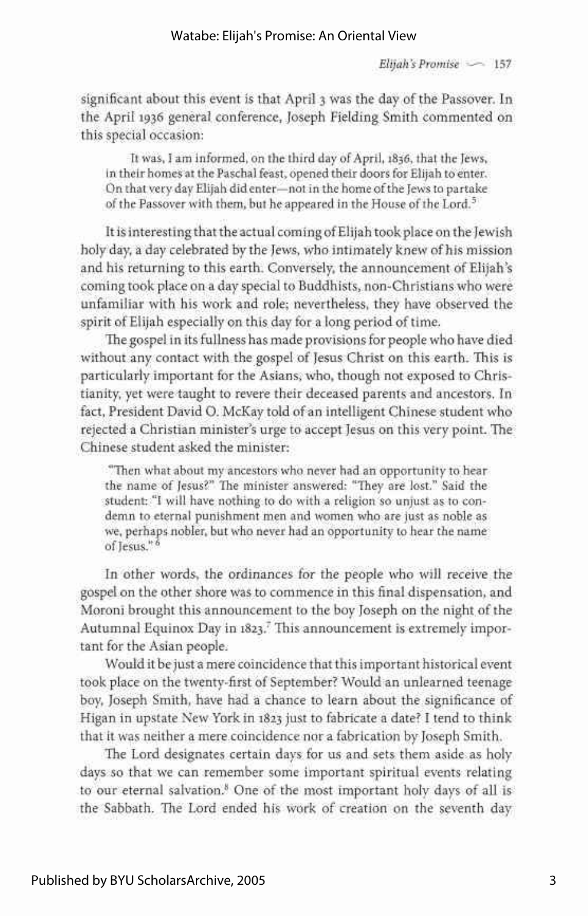significant about this event is that April 3 was the day of the Passover. In the April 1936 general conference, Joseph Fielding Smith commented on this special occasion:

> It was, I am informed, on the third day of April, 1836, that the Jews, in their homes at the Paschal feast, opened their doors for Elijah to enter. On that very day Elijah did enter—not in the home of the Jews to partake of the Passover with them, but he appeared in the House of the Lord.[5]

It is interesting that the actual coming of Elijah took place on the Jewish holy day, a day celebrated by the Jews, who intimately knew of his mission and his returning to this earth. Conversely, the announcement of Elijah's coming took place on a day special to Buddhists, non-Christians who were unfamiliar with his work and role; nevertheless, they have observed the spirit of Elijah especially on this day for a long period of time.

The gospel in its fullness has made provisions for people who have died without any contact with the gospel of Jesus Christ on this earth. This is particularly important for the Asians, who, though not exposed to Christianity, yet were taught to revere their deceased parents and ancestors. In fact, President David O. McKay told of an intelligent Chinese student who rejected a Christian minister's urge to accept Jesus on this very point. The Chinese student asked the minister:

> "Then what about my ancestors who never had an opportunity to hear the name of Jesus?" The minister answered: "They are lost." Said the student: "I will have nothing to do with a religion so unjust as to condemn to eternal punishment men and women who are just as noble as we, perhaps nobler, but who never had an opportunity to hear the name of Jesus."[6]

In other words, the ordinances for the people who will receive the gospel on the other shore was to commence in this final dispensation, and Moroni brought this announcement to the boy Joseph on the night of the Autumnal Equinox Day in 1823.[7] This announcement is extremely important for the Asian people.

Would it be just a mere coincidence that this important historical event took place on the twenty-first of September? Would an unlearned teenage boy, Joseph Smith, have had a chance to learn about the significance of Higan in upstate New York in 1823 just to fabricate a date? I tend to think that it was neither a mere coincidence nor a fabrication by Joseph Smith.

The Lord designates certain days for us and sets them aside as holy days so that we can remember some important spiritual events relating to our eternal salvation.[8] One of the most important holy days of all is the Sabbath. The Lord ended his work of creation on the seventh day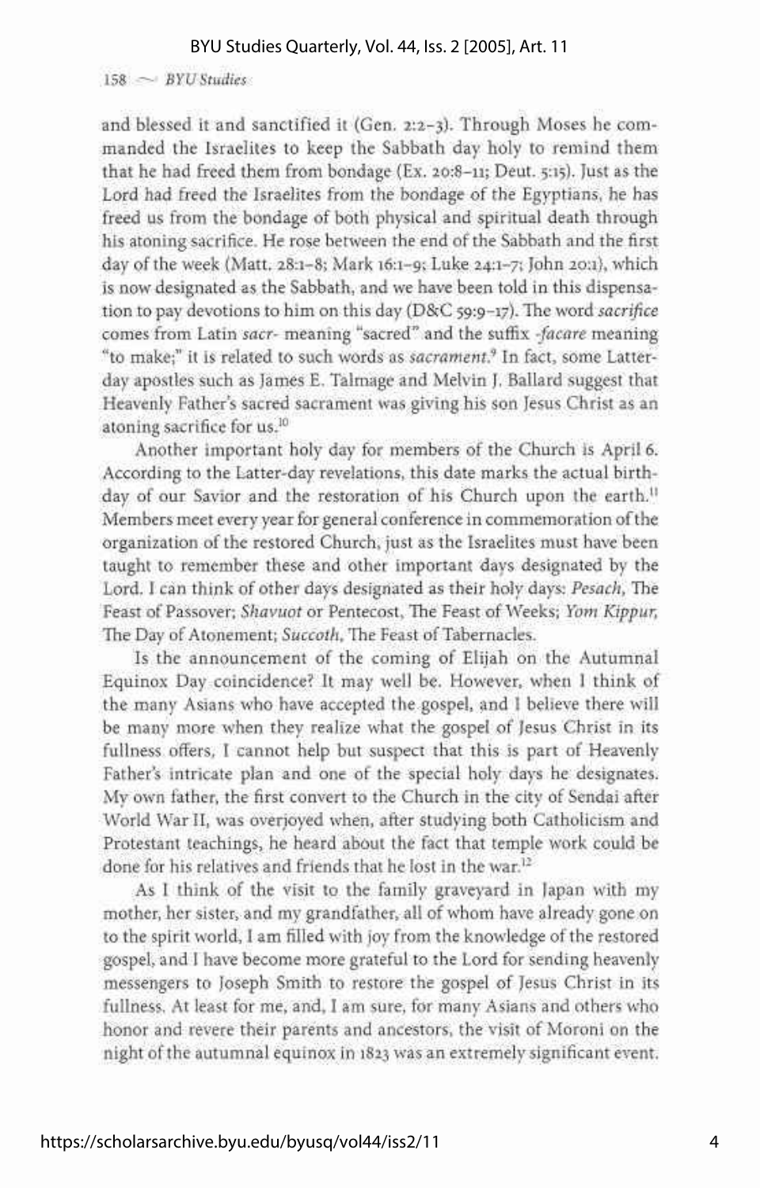and blessed it and sanctified it (Gen. 2:2–3). Through Moses he commanded the Israelites to keep the Sabbath day holy to remind them that he had freed them from bondage (Ex. 20:8–11; Deut. 5:15). Just as the Lord had freed the Israelites from the bondage of the Egyptians, he has freed us from the bondage of both physical and spiritual death through his atoning sacrifice. He rose between the end of the Sabbath and the first day of the week (Matt. 28:1–8; Mark 16:1–9; Luke 24:1–7; John 20:1), which is now designated as the Sabbath, and we have been told in this dispensation to pay devotions to him on this day (D&C 59:9–17). The word *sacrifice* comes from Latin *sacr-* meaning "sacred" and the suffix *-facare* meaning "to make;" it is related to such words as *sacrament*.[9] In fact, some Latter-day apostles such as James E. Talmage and Melvin J. Ballard suggest that Heavenly Father's sacred sacrament was giving his son Jesus Christ as an atoning sacrifice for us.[10]

Another important holy day for members of the Church is April 6. According to the Latter-day revelations, this date marks the actual birthday of our Savior and the restoration of his Church upon the earth.[11] Members meet every year for general conference in commemoration of the organization of the restored Church, just as the Israelites must have been taught to remember these and other important days designated by the Lord. I can think of other days designated as their holy days: *Pesach*, The Feast of Passover; *Shavuot* or Pentecost, The Feast of Weeks; *Yom Kippur*, The Day of Atonement; *Succoth*, The Feast of Tabernacles.

Is the announcement of the coming of Elijah on the Autumnal Equinox Day coincidence? It may well be. However, when I think of the many Asians who have accepted the gospel, and I believe there will be many more when they realize what the gospel of Jesus Christ in its fullness offers, I cannot help but suspect that this is part of Heavenly Father's intricate plan and one of the special holy days he designates. My own father, the first convert to the Church in the city of Sendai after World War II, was overjoyed when, after studying both Catholicism and Protestant teachings, he heard about the fact that temple work could be done for his relatives and friends that he lost in the war.[12]

As I think of the visit to the family graveyard in Japan with my mother, her sister, and my grandfather, all of whom have already gone on to the spirit world, I am filled with joy from the knowledge of the restored gospel, and I have become more grateful to the Lord for sending heavenly messengers to Joseph Smith to restore the gospel of Jesus Christ in its fullness. At least for me, and, I am sure, for many Asians and others who honor and revere their parents and ancestors, the visit of Moroni on the night of the autumnal equinox in 1823 was an extremely significant event.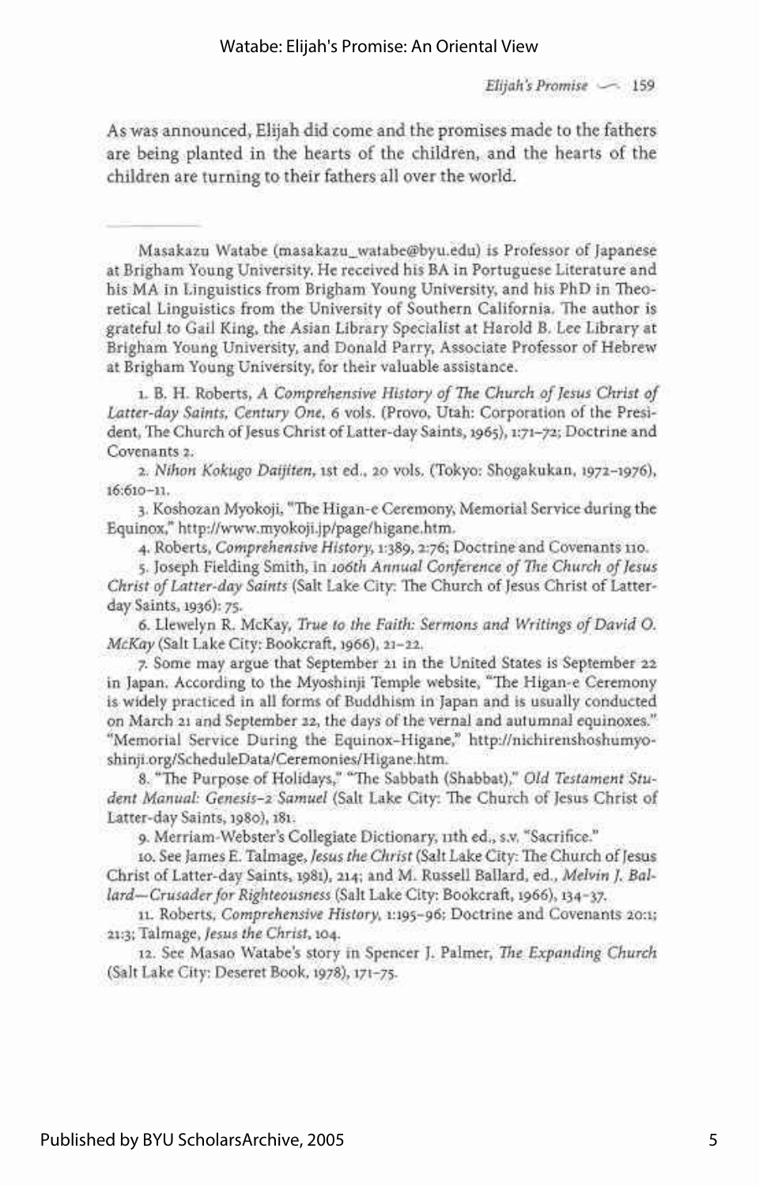As was announced, Elijah did come and the promises made to the fathers are being planted in the hearts of the children, and the hearts of the children are turning to their fathers all over the world.

---

Masakazu Watabe (masakazu_watabe@byu.edu) is Professor of Japanese at Brigham Young University. He received his BA in Portuguese Literature and his MA in Linguistics from Brigham Young University, and his PhD in Theoretical Linguistics from the University of Southern California. The author is grateful to Gail King, the Asian Library Specialist at Harold B. Lee Library at Brigham Young University, and Donald Parry, Associate Professor of Hebrew at Brigham Young University, for their valuable assistance.

1. B. H. Roberts, *A Comprehensive History of The Church of Jesus Christ of Latter-day Saints, Century One*, 6 vols. (Provo, Utah: Corporation of the President, The Church of Jesus Christ of Latter-day Saints, 1965), 1:71–72; Doctrine and Covenants 2.

2. *Nihon Kokugo Daijiten*, 1st ed., 20 vols. (Tokyo: Shogakukan, 1972–1976), 16:610–11.

3. Koshozan Myokoji, "The Higan-e Ceremony, Memorial Service during the Equinox," http://www.myokoji.jp/page/higane.htm.

4. Roberts, *Comprehensive History*, 1:389, 2:76; Doctrine and Covenants 110.

5. Joseph Fielding Smith, in *106th Annual Conference of The Church of Jesus Christ of Latter-day Saints* (Salt Lake City: The Church of Jesus Christ of Latter-day Saints, 1936): 75.

6. Llewelyn R. McKay, *True to the Faith: Sermons and Writings of David O. McKay* (Salt Lake City: Bookcraft, 1966), 21–22.

7. Some may argue that September 21 in the United States is September 22 in Japan. According to the Myoshinji Temple website, "The Higan-e Ceremony is widely practiced in all forms of Buddhism in Japan and is usually conducted on March 21 and September 22, the days of the vernal and autumnal equinoxes." "Memorial Service During the Equinox–Higane," http://nichirenshoshumyoshinji.org/ScheduleData/Ceremonies/Higane.htm.

8. "The Purpose of Holidays," "The Sabbath (Shabbat)," *Old Testament Student Manual: Genesis–2 Samuel* (Salt Lake City: The Church of Jesus Christ of Latter-day Saints, 1980), 181.

9. Merriam-Webster's Collegiate Dictionary, 11th ed., s.v. "Sacrifice."

10. See James E. Talmage, *Jesus the Christ* (Salt Lake City: The Church of Jesus Christ of Latter-day Saints, 1981), 214; and M. Russell Ballard, ed., *Melvin J. Ballard—Crusader for Righteousness* (Salt Lake City: Bookcraft, 1966), 134–37.

11. Roberts, *Comprehensive History*, 1:195–96; Doctrine and Covenants 20:1; 21:3; Talmage, *Jesus the Christ*, 104.

12. See Masao Watabe's story in Spencer J. Palmer, *The Expanding Church* (Salt Lake City: Deseret Book, 1978), 171–75.